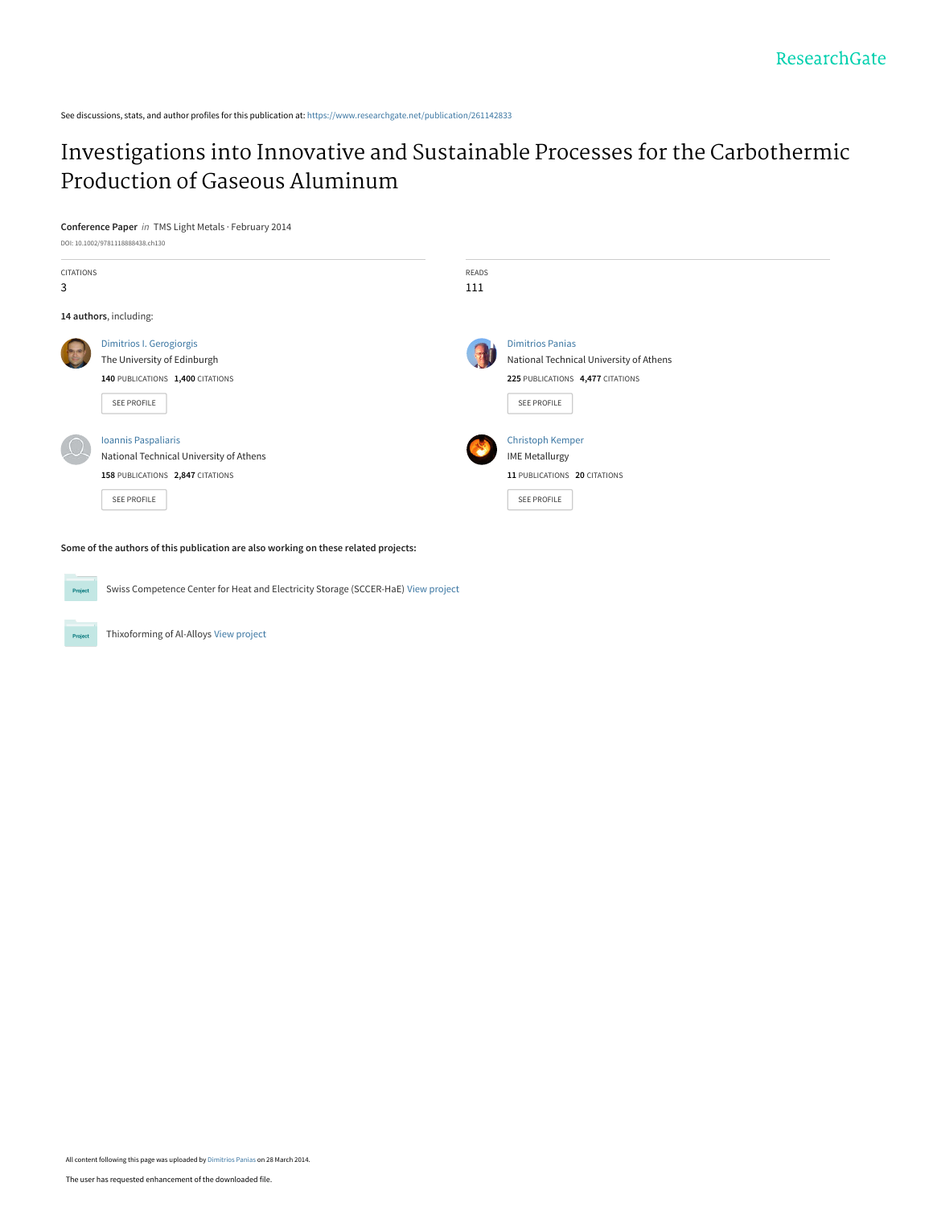ResearchGate

See discussions, stats, and author profiles for this publication at: https://www.researchgate.net/publication/261142833

# Investigations into Innovative and Sustainable Processes for the Carbothermic Production of Gaseous Aluminum

**Conference Paper** *in* TMS Light Metals · February 2014

DOI: 10.1002/9781118888438.ch130

CITATIONS
3

READS
111

**14 authors**, including:

Dimitrios I. Gerogiorgis
The University of Edinburgh
**140** PUBLICATIONS **1,400** CITATIONS

SEE PROFILE

Dimitrios Panias
National Technical University of Athens
**225** PUBLICATIONS **4,477** CITATIONS

SEE PROFILE

Ioannis Paspaliaris
National Technical University of Athens
**158** PUBLICATIONS **2,847** CITATIONS

SEE PROFILE

Christoph Kemper
IME Metallurgy
**11** PUBLICATIONS **20** CITATIONS

SEE PROFILE

**Some of the authors of this publication are also working on these related projects:**

Swiss Competence Center for Heat and Electricity Storage (SCCER-HaE) View project

Thixoforming of Al-Alloys View project

All content following this page was uploaded by Dimitrios Panias on 28 March 2014.

The user has requested enhancement of the downloaded file.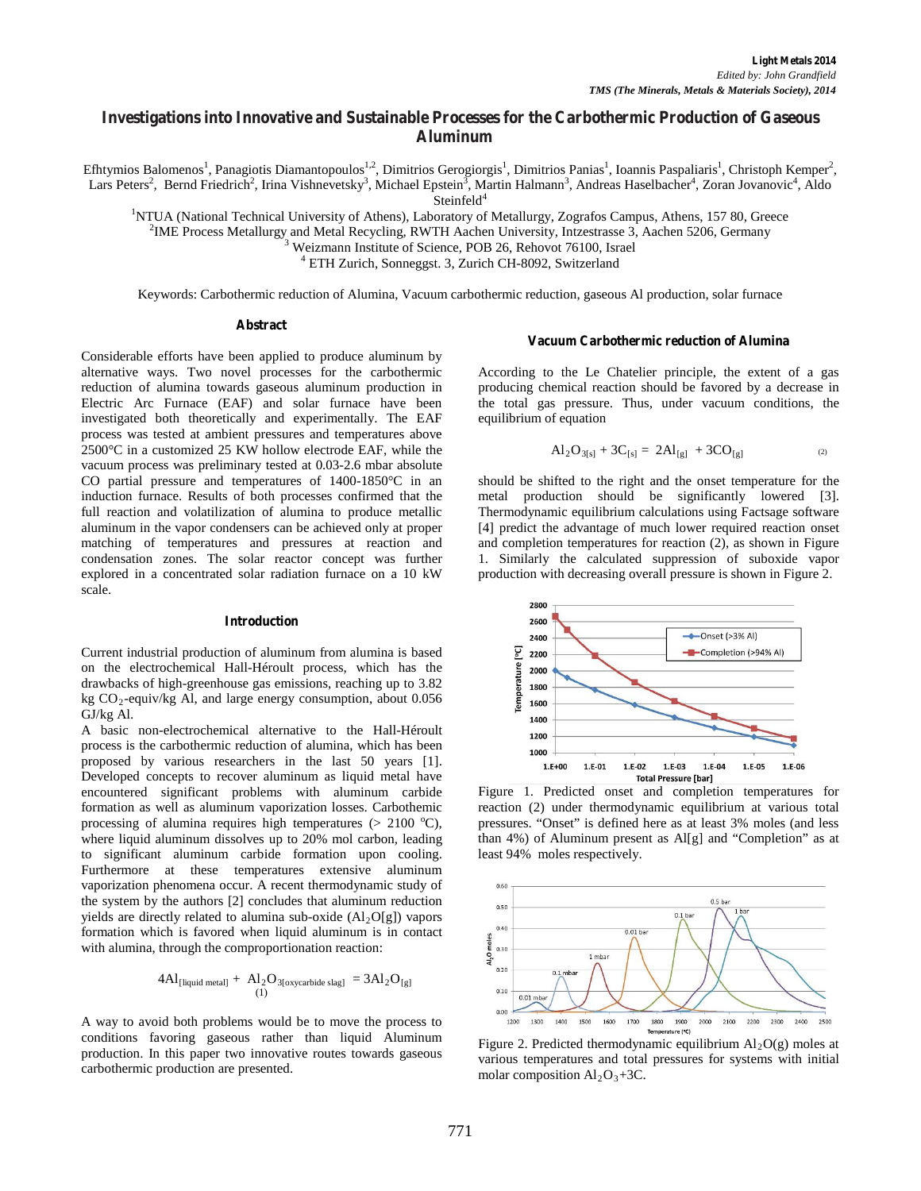# Investigations into Innovative and Sustainable Processes for the Carbothermic Production of Gaseous Aluminum

Efhtymios Balomenos[1], Panagiotis Diamantopoulos[1,2], Dimitrios Gerogiorgis[1], Dimitrios Panias[1], Ioannis Paspaliaris[1], Christoph Kemper[2], Lars Peters[2], Bernd Friedrich[2], Irina Vishnevetsky[3], Michael Epstein[3], Martin Halmann[3], Andreas Haselbacher[4], Zoran Jovanovic[4], Aldo Steinfeld[4]

[1]NTUA (National Technical University of Athens), Laboratory of Metallurgy, Zografos Campus, Athens, 157 80, Greece
[2]IME Process Metallurgy and Metal Recycling, RWTH Aachen University, Intzestrasse 3, Aachen 5206, Germany
[3] Weizmann Institute of Science, POB 26, Rehovot 76100, Israel
[4] ETH Zurich, Sonneggst. 3, Zurich CH-8092, Switzerland

Keywords: Carbothermic reduction of Alumina, Vacuum carbothermic reduction, gaseous Al production, solar furnace

## Abstract

Considerable efforts have been applied to produce aluminum by alternative ways. Two novel processes for the carbothermic reduction of alumina towards gaseous aluminum production in Electric Arc Furnace (EAF) and solar furnace have been investigated both theoretically and experimentally. The EAF process was tested at ambient pressures and temperatures above 2500°C in a customized 25 KW hollow electrode EAF, while the vacuum process was preliminary tested at 0.03-2.6 mbar absolute CO partial pressure and temperatures of 1400-1850°C in an induction furnace. Results of both processes confirmed that the full reaction and volatilization of alumina to produce metallic aluminum in the vapor condensers can be achieved only at proper matching of temperatures and pressures at reaction and condensation zones. The solar reactor concept was further explored in a concentrated solar radiation furnace on a 10 kW scale.

## Introduction

Current industrial production of aluminum from alumina is based on the electrochemical Hall-Héroult process, which has the drawbacks of high-greenhouse gas emissions, reaching up to 3.82 kg $CO_2$-equiv/kg Al, and large energy consumption, about 0.056 GJ/kg Al.

A basic non-electrochemical alternative to the Hall-Héroult process is the carbothermic reduction of alumina, which has been proposed by various researchers in the last 50 years [1]. Developed concepts to recover aluminum as liquid metal have encountered significant problems with aluminum carbide formation as well as aluminum vaporization losses. Carbothermic processing of alumina requires high temperatures (> 2100 °C), where liquid aluminum dissolves up to 20% mol carbon, leading to significant aluminum carbide formation upon cooling. Furthermore at these temperatures extensive aluminum vaporization phenomena occur. A recent thermodynamic study of the system by the authors [2] concludes that aluminum reduction yields are directly related to alumina sub-oxide ($Al_2O[g]$) vapors formation which is favored when liquid aluminum is in contact with alumina, through the comproportionation reaction:

$$4Al_{[liquid\ metal]} + Al_2O_{3[oxycarbide\ slag]} = 3Al_2O_{[g]} \quad (1)$$

A way to avoid both problems would be to move the process to conditions favoring gaseous rather than liquid Aluminum production. In this paper two innovative routes towards gaseous carbothermic production are presented.

## Vacuum Carbothermic reduction of Alumina

According to the Le Chatelier principle, the extent of a gas producing chemical reaction should be favored by a decrease in the total gas pressure. Thus, under vacuum conditions, the equilibrium of equation

$$Al_2O_{3[s]} + 3C_{[s]} = 2Al_{[g]} + 3CO_{[g]} \quad (2)$$

should be shifted to the right and the onset temperature for the metal production should be significantly lowered [3]. Thermodynamic equilibrium calculations using Factsage software [4] predict the advantage of much lower required reaction onset and completion temperatures for reaction (2), as shown in Figure 1. Similarly the calculated suppression of suboxide vapor production with decreasing overall pressure is shown in Figure 2.

Figure 1. Predicted onset and completion temperatures for reaction (2) under thermodynamic equilibrium at various total pressures. "Onset" is defined here as at least 3% moles (and less than 4%) of Aluminum present as Al[g] and "Completion" as at least 94% moles respectively.

Figure 2. Predicted thermodynamic equilibrium $Al_2O(g)$ moles at various temperatures and total pressures for systems with initial molar composition $Al_2O_3$+3C.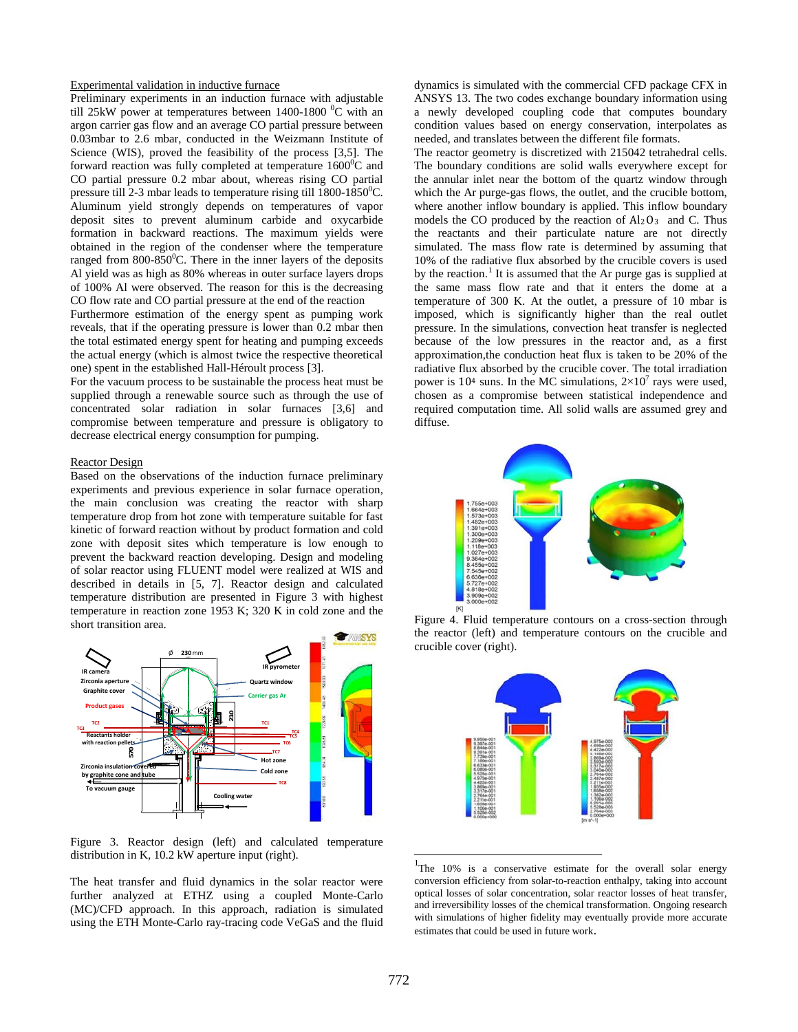### Experimental validation in inductive furnace

Preliminary experiments in an induction furnace with adjustable till 25kW power at temperatures between 1400-1800 $^0$C with an argon carrier gas flow and an average CO partial pressure between 0.03mbar to 2.6 mbar, conducted in the Weizmann Institute of Science (WIS), proved the feasibility of the process [3,5]. The forward reaction was fully completed at temperature 1600$^0$C and CO partial pressure 0.2 mbar about, whereas rising CO partial pressure till 2-3 mbar leads to temperature rising till 1800-1850$^0$C. Aluminum yield strongly depends on temperatures of vapor deposit sites to prevent aluminum carbide and oxycarbide formation in backward reactions. The maximum yields were obtained in the region of the condenser where the temperature ranged from 800-850$^0$C. There in the inner layers of the deposits Al yield was as high as 80% whereas in outer surface layers drops of 100% Al were observed. The reason for this is the decreasing CO flow rate and CO partial pressure at the end of the reaction

Furthermore estimation of the energy spent as pumping work reveals, that if the operating pressure is lower than 0.2 mbar then the total estimated energy spent for heating and pumping exceeds the actual energy (which is almost twice the respective theoretical one) spent in the established Hall-Héroult process [3].

For the vacuum process to be sustainable the process heat must be supplied through a renewable source such as through the use of concentrated solar radiation in solar furnaces [3,6] and compromise between temperature and pressure is obligatory to decrease electrical energy consumption for pumping.

### Reactor Design

Based on the observations of the induction furnace preliminary experiments and previous experience in solar furnace operation, the main conclusion was creating the reactor with sharp temperature drop from hot zone with temperature suitable for fast kinetic of forward reaction without by product formation and cold zone with deposit sites which temperature is low enough to prevent the backward reaction developing. Design and modeling of solar reactor using FLUENT model were realized at WIS and described in details in [5, 7]. Reactor design and calculated temperature distribution are presented in Figure 3 with highest temperature in reaction zone 1953 K; 320 K in cold zone and the short transition area.

Figure 3. Reactor design (left) and calculated temperature distribution in K, 10.2 kW aperture input (right).

The heat transfer and fluid dynamics in the solar reactor were further analyzed at ETHZ using a coupled Monte-Carlo (MC)/CFD approach. In this approach, radiation is simulated using the ETH Monte-Carlo ray-tracing code VeGaS and the fluid dynamics is simulated with the commercial CFD package CFX in ANSYS 13. The two codes exchange boundary information using a newly developed coupling code that computes boundary condition values based on energy conservation, interpolates as needed, and translates between the different file formats.

The reactor geometry is discretized with 215042 tetrahedral cells. The boundary conditions are solid walls everywhere except for the annular inlet near the bottom of the quartz window through which the Ar purge-gas flows, the outlet, and the crucible bottom, where another inflow boundary is applied. This inflow boundary models the CO produced by the reaction of $Al_2O_3$ and C. Thus the reactants and their particulate nature are not directly simulated. The mass flow rate is determined by assuming that 10% of the radiative flux absorbed by the crucible covers is used by the reaction.[1] It is assumed that the Ar purge gas is supplied at the same mass flow rate and that it enters the dome at a temperature of 300 K. At the outlet, a pressure of 10 mbar is imposed, which is significantly higher than the real outlet pressure. In the simulations, convection heat transfer is neglected because of the low pressures in the reactor and, as a first approximation,the conduction heat flux is taken to be 20% of the radiative flux absorbed by the crucible cover. The total irradiation power is $10^4$ suns. In the MC simulations, $2\times10^7$ rays were used, chosen as a compromise between statistical independence and required computation time. All solid walls are assumed grey and diffuse.

Figure 4. Fluid temperature contours on a cross-section through the reactor (left) and temperature contours on the crucible and crucible cover (right).

[1] The 10% is a conservative estimate for the overall solar energy conversion efficiency from solar-to-reaction enthalpy, taking into account optical losses of solar concentration, solar reactor losses of heat transfer, and irreversibility losses of the chemical transformation. Ongoing research with simulations of higher fidelity may eventually provide more accurate estimates that could be used in future work.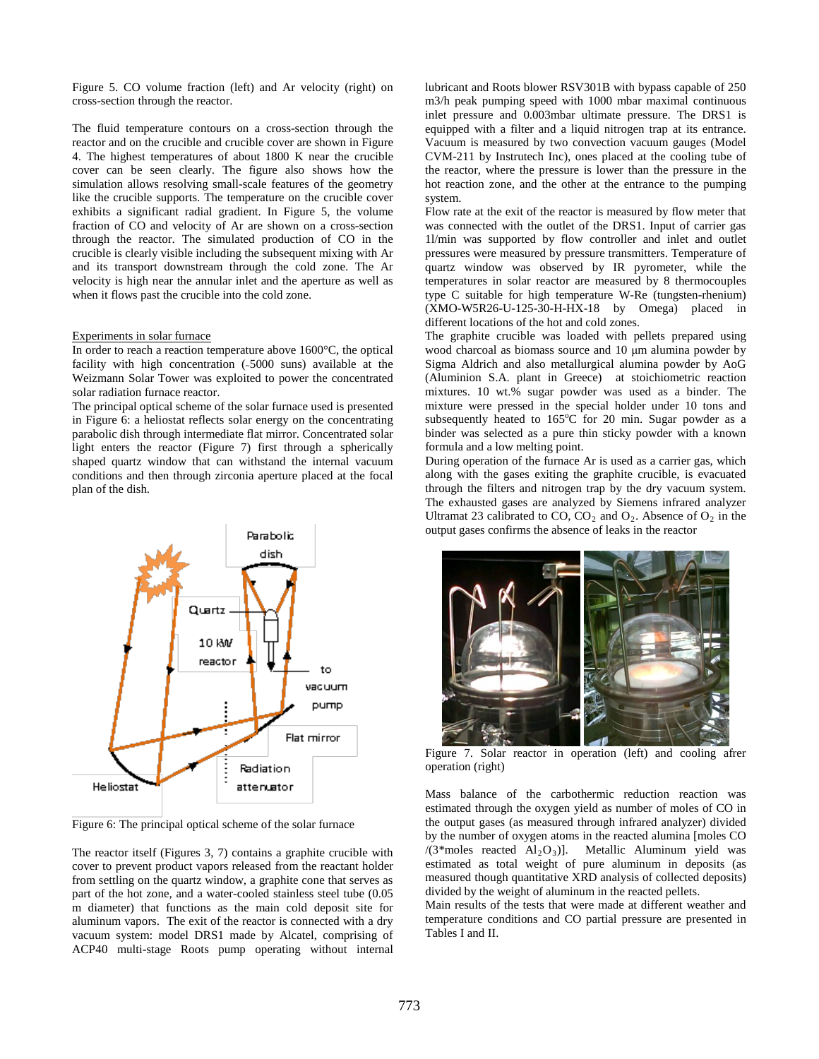Figure 5. CO volume fraction (left) and Ar velocity (right) on cross-section through the reactor.

The fluid temperature contours on a cross-section through the reactor and on the crucible and crucible cover are shown in Figure 4. The highest temperatures of about 1800 K near the crucible cover can be seen clearly. The figure also shows how the simulation allows resolving small-scale features of the geometry like the crucible supports. The temperature on the crucible cover exhibits a significant radial gradient. In Figure 5, the volume fraction of CO and velocity of Ar are shown on a cross-section through the reactor. The simulated production of CO in the crucible is clearly visible including the subsequent mixing with Ar and its transport downstream through the cold zone. The Ar velocity is high near the annular inlet and the aperture as well as when it flows past the crucible into the cold zone.

## Experiments in solar furnace

In order to reach a reaction temperature above 1600°C, the optical facility with high concentration (~5000 suns) available at the Weizmann Solar Tower was exploited to power the concentrated solar radiation furnace reactor.

The principal optical scheme of the solar furnace used is presented in Figure 6: a heliostat reflects solar energy on the concentrating parabolic dish through intermediate flat mirror. Concentrated solar light enters the reactor (Figure 7) first through a spherically shaped quartz window that can withstand the internal vacuum conditions and then through zirconia aperture placed at the focal plan of the dish.

Figure 6: The principal optical scheme of the solar furnace

The reactor itself (Figures 3, 7) contains a graphite crucible with cover to prevent product vapors released from the reactant holder from settling on the quartz window, a graphite cone that serves as part of the hot zone, and a water-cooled stainless steel tube (0.05 m diameter) that functions as the main cold deposit site for aluminum vapors. The exit of the reactor is connected with a dry vacuum system: model DRS1 made by Alcatel, comprising of ACP40 multi-stage Roots pump operating without internal lubricant and Roots blower RSV301B with bypass capable of 250 m3/h peak pumping speed with 1000 mbar maximal continuous inlet pressure and 0.003mbar ultimate pressure. The DRS1 is equipped with a filter and a liquid nitrogen trap at its entrance. Vacuum is measured by two convection vacuum gauges (Model CVM-211 by Instrutech Inc), ones placed at the cooling tube of the reactor, where the pressure is lower than the pressure in the hot reaction zone, and the other at the entrance to the pumping system.

Flow rate at the exit of the reactor is measured by flow meter that was connected with the outlet of the DRS1. Input of carrier gas 1l/min was supported by flow controller and inlet and outlet pressures were measured by pressure transmitters. Temperature of quartz window was observed by IR pyrometer, while the temperatures in solar reactor are measured by 8 thermocouples type C suitable for high temperature W-Re (tungsten-rhenium) (XMO-W5R26-U-125-30-H-HX-18 by Omega) placed in different locations of the hot and cold zones.

The graphite crucible was loaded with pellets prepared using wood charcoal as biomass source and 10 μm alumina powder by Sigma Aldrich and also metallurgical alumina powder by AoG (Aluminion S.A. plant in Greece) at stoichiometric reaction mixtures. 10 wt.% sugar powder was used as a binder. The mixture were pressed in the special holder under 10 tons and subsequently heated to 165°C for 20 min. Sugar powder as a binder was selected as a pure thin sticky powder with a known formula and a low melting point.

During operation of the furnace Ar is used as a carrier gas, which along with the gases exiting the graphite crucible, is evacuated through the filters and nitrogen trap by the dry vacuum system. The exhausted gases are analyzed by Siemens infrared analyzer Ultramat 23 calibrated to CO, $CO_2$ and $O_2$. Absence of $O_2$ in the output gases confirms the absence of leaks in the reactor

Figure 7. Solar reactor in operation (left) and cooling afrer operation (right)

Mass balance of the carbothermic reduction reaction was estimated through the oxygen yield as number of moles of CO in the output gases (as measured through infrared analyzer) divided by the number of oxygen atoms in the reacted alumina [moles CO /(3*moles reacted $Al_2O_3$)]. Metallic Aluminum yield was estimated as total weight of pure aluminum in deposits (as measured though quantitative XRD analysis of collected deposits) divided by the weight of aluminum in the reacted pellets.

Main results of the tests that were made at different weather and temperature conditions and CO partial pressure are presented in Tables I and II.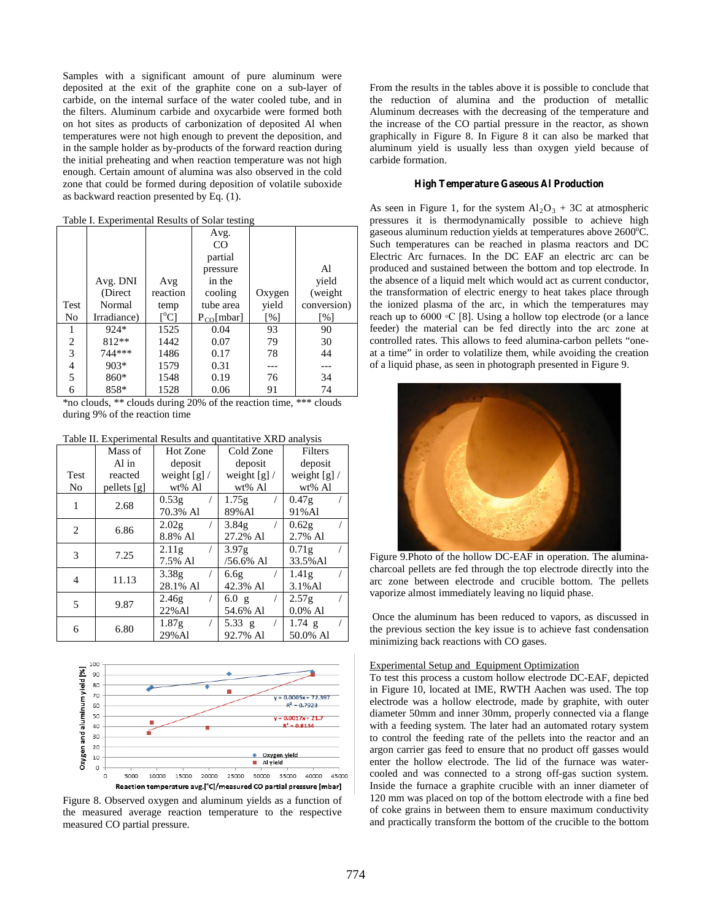Samples with a significant amount of pure aluminum were deposited at the exit of the graphite cone on a sub-layer of carbide, on the internal surface of the water cooled tube, and in the filters. Aluminum carbide and oxycarbide were formed both on hot sites as products of carbonization of deposited Al when temperatures were not high enough to prevent the deposition, and in the sample holder as by-products of the forward reaction during the initial preheating and when reaction temperature was not high enough. Certain amount of alumina was also observed in the cold zone that could be formed during deposition of volatile suboxide as backward reaction presented by Eq. (1).

Table I. Experimental Results of Solar testing

| Test No | Avg. DNI (Direct Normal Irradiance) | Avg reaction temp [°C] | Avg. CO partial pressure in the cooling tube area $P_{CO}$[mbar] | Oxygen yield [%] | Al yield (weight conversion) [%] |
|---|---|---|---|---|---|
| 1 | 924* | 1525 | 0.04 | 93 | 90 |
| 2 | 812** | 1442 | 0.07 | 79 | 30 |
| 3 | 744*** | 1486 | 0.17 | 78 | 44 |
| 4 | 903* | 1579 | 0.31 | --- | --- |
| 5 | 860* | 1548 | 0.19 | 76 | 34 |
| 6 | 858* | 1528 | 0.06 | 91 | 74 |

*no clouds, ** clouds during 20% of the reaction time, *** clouds during 9% of the reaction time

Table II. Experimental Results and quantitative XRD analysis

| Test No | Mass of Al in reacted pellets [g] | Hot Zone deposit weight [g] / wt% Al | Cold Zone deposit weight [g] / wt% Al | Filters deposit weight [g] / wt% Al |
|---|---|---|---|---|
| 1 | 2.68 | 0.53g / 70.3% Al | 1.75g / 89%Al | 0.47g / 91%Al |
| 2 | 6.86 | 2.02g / 8.8% Al | 3.84g / 27.2% Al | 0.62g / 2.7% Al |
| 3 | 7.25 | 2.11g / 7.5% Al | 3.97g /56.6% Al | 0.71g / 33.5%Al |
| 4 | 11.13 | 3.38g / 28.1% Al | 6.6g / 42.3% Al | 1.41g / 3.1%Al |
| 5 | 9.87 | 2.46g / 22%Al | 6.0 g / 54.6% Al | 2.57g / 0.0% Al |
| 6 | 6.80 | 1.87g / 29%Al | 5.33 g / 92.7% Al | 1.74 g / 50.0% Al |

Figure 8. Observed oxygen and aluminum yields as a function of the measured average reaction temperature to the respective measured CO partial pressure.

From the results in the tables above it is possible to conclude that the reduction of alumina and the production of metallic Aluminum decreases with the decreasing of the temperature and the increase of the CO partial pressure in the reactor, as shown graphically in Figure 8. In Figure 8 it can also be marked that aluminum yield is usually less than oxygen yield because of carbide formation.

## High Temperature Gaseous Al Production

As seen in Figure 1, for the system $Al_2O_3$ + 3C at atmospheric pressures it is thermodynamically possible to achieve high gaseous aluminum reduction yields at temperatures above 2600°C. Such temperatures can be reached in plasma reactors and DC Electric Arc furnaces. In the DC EAF an electric arc can be produced and sustained between the bottom and top electrode. In the absence of a liquid melt which would act as current conductor, the transformation of electric energy to heat takes place through the ionized plasma of the arc, in which the temperatures may reach up to 6000 °C [8]. Using a hollow top electrode (or a lance feeder) the material can be fed directly into the arc zone at controlled rates. This allows to feed alumina-carbon pellets "one-at a time" in order to volatilize them, while avoiding the creation of a liquid phase, as seen in photograph presented in Figure 9.

Figure 9.Photo of the hollow DC-EAF in operation. The alumina-charcoal pellets are fed through the top electrode directly into the arc zone between electrode and crucible bottom. The pellets vaporize almost immediately leaving no liquid phase.

Once the aluminum has been reduced to vapors, as discussed in the previous section the key issue is to achieve fast condensation minimizing back reactions with CO gases.

### Experimental Setup and Equipment Optimization

To test this process a custom hollow electrode DC-EAF, depicted in Figure 10, located at IME, RWTH Aachen was used. The top electrode was a hollow electrode, made by graphite, with outer diameter 50mm and inner 30mm, properly connected via a flange with a feeding system. The later had an automated rotary system to control the feeding rate of the pellets into the reactor and an argon carrier gas feed to ensure that no product off gasses would enter the hollow electrode. The lid of the furnace was water-cooled and was connected to a strong off-gas suction system. Inside the furnace a graphite crucible with an inner diameter of 120 mm was placed on top of the bottom electrode with a fine bed of coke grains in between them to ensure maximum conductivity and practically transform the bottom of the crucible to the bottom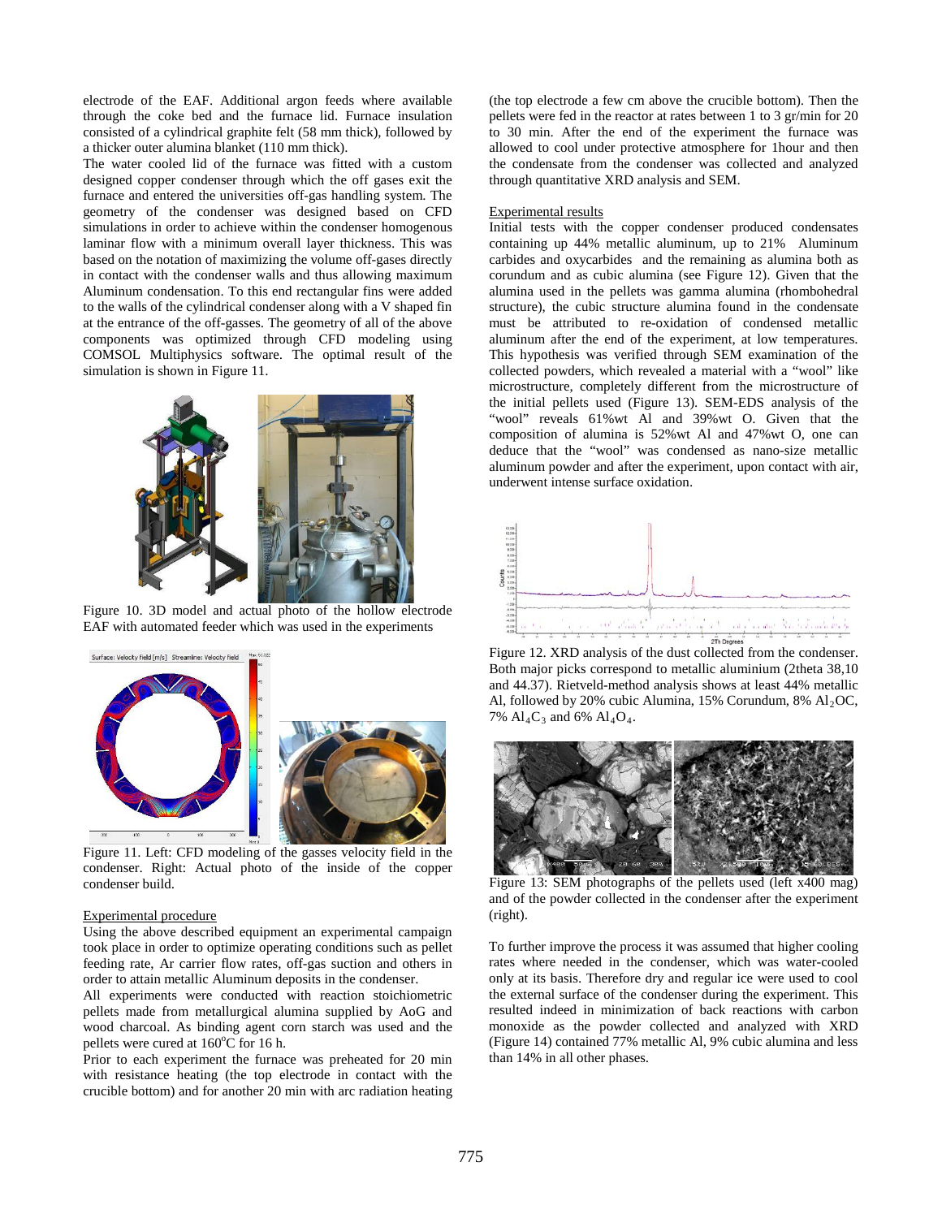electrode of the EAF. Additional argon feeds where available through the coke bed and the furnace lid. Furnace insulation consisted of a cylindrical graphite felt (58 mm thick), followed by a thicker outer alumina blanket (110 mm thick).

The water cooled lid of the furnace was fitted with a custom designed copper condenser through which the off gases exit the furnace and entered the universities off-gas handling system. The geometry of the condenser was designed based on CFD simulations in order to achieve within the condenser homogenous laminar flow with a minimum overall layer thickness. This was based on the notation of maximizing the volume off-gases directly in contact with the condenser walls and thus allowing maximum Aluminum condensation. To this end rectangular fins were added to the walls of the cylindrical condenser along with a V shaped fin at the entrance of the off-gasses. The geometry of all of the above components was optimized through CFD modeling using COMSOL Multiphysics software. The optimal result of the simulation is shown in Figure 11.

Figure 10. 3D model and actual photo of the hollow electrode EAF with automated feeder which was used in the experiments

Figure 11. Left: CFD modeling of the gasses velocity field in the condenser. Right: Actual photo of the inside of the copper condenser build.

## Experimental procedure

Using the above described equipment an experimental campaign took place in order to optimize operating conditions such as pellet feeding rate, Ar carrier flow rates, off-gas suction and others in order to attain metallic Aluminum deposits in the condenser.

All experiments were conducted with reaction stoichiometric pellets made from metallurgical alumina supplied by AoG and wood charcoal. As binding agent corn starch was used and the pellets were cured at 160$^o$C for 16 h.

Prior to each experiment the furnace was preheated for 20 min with resistance heating (the top electrode in contact with the crucible bottom) and for another 20 min with arc radiation heating (the top electrode a few cm above the crucible bottom). Then the pellets were fed in the reactor at rates between 1 to 3 gr/min for 20 to 30 min. After the end of the experiment the furnace was allowed to cool under protective atmosphere for 1hour and then the condensate from the condenser was collected and analyzed through quantitative XRD analysis and SEM.

## Experimental results

Initial tests with the copper condenser produced condensates containing up 44% metallic aluminum, up to 21% Aluminum carbides and oxycarbides and the remaining as alumina both as corundum and as cubic alumina (see Figure 12). Given that the alumina used in the pellets was gamma alumina (rhombohedral structure), the cubic structure alumina found in the condensate must be attributed to re-oxidation of condensed metallic aluminum after the end of the experiment, at low temperatures. This hypothesis was verified through SEM examination of the collected powders, which revealed a material with a "wool" like microstructure, completely different from the microstructure of the initial pellets used (Figure 13). SEM-EDS analysis of the "wool" reveals 61%wt Al and 39%wt O. Given that the composition of alumina is 52%wt Al and 47%wt O, one can deduce that the "wool" was condensed as nano-size metallic aluminum powder and after the experiment, upon contact with air, underwent intense surface oxidation.

Figure 12. XRD analysis of the dust collected from the condenser. Both major picks correspond to metallic aluminium (2theta 38,10 and 44.37). Rietveld-method analysis shows at least 44% metallic Al, followed by 20% cubic Alumina, 15% Corundum, 8% $Al_2OC$, 7% $Al_4C_3$ and 6% $Al_4O_4$.

Figure 13: SEM photographs of the pellets used (left x400 mag) and of the powder collected in the condenser after the experiment (right).

To further improve the process it was assumed that higher cooling rates where needed in the condenser, which was water-cooled only at its basis. Therefore dry and regular ice were used to cool the external surface of the condenser during the experiment. This resulted indeed in minimization of back reactions with carbon monoxide as the powder collected and analyzed with XRD (Figure 14) contained 77% metallic Al, 9% cubic alumina and less than 14% in all other phases.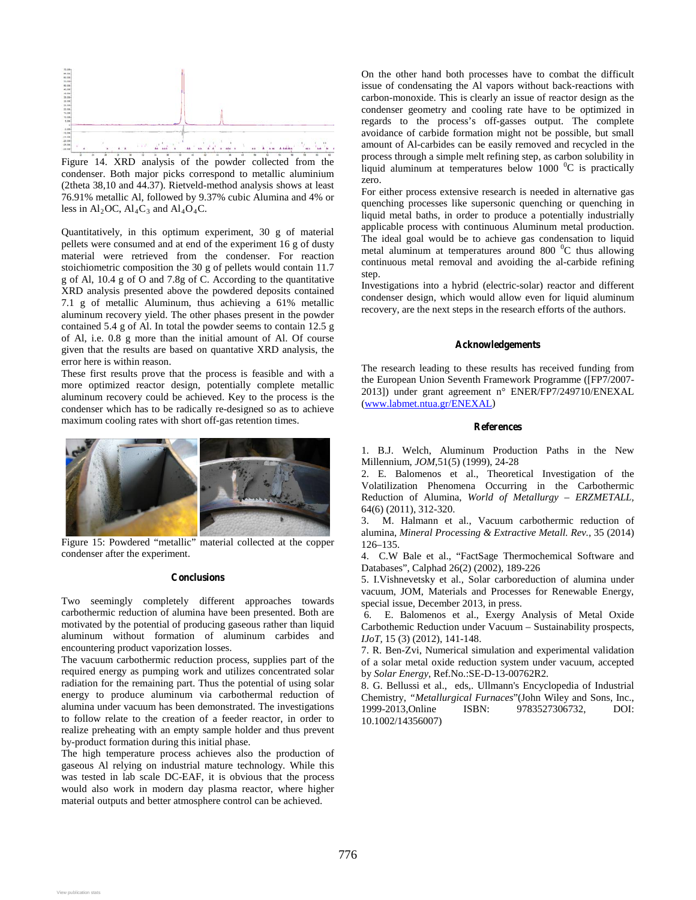Figure 14. XRD analysis of the powder collected from the condenser. Both major picks correspond to metallic aluminium (2theta 38,10 and 44.37). Rietveld-method analysis shows at least 76.91% metallic Al, followed by 9.37% cubic Alumina and 4% or less in $Al_2OC$, $Al_4C_3$ and $Al_4O_4C$.

Quantitatively, in this optimum experiment, 30 g of material pellets were consumed and at end of the experiment 16 g of dusty material were retrieved from the condenser. For reaction stoichiometric composition the 30 g of pellets would contain 11.7 g of Al, 10.4 g of O and 7.8g of C. According to the quantitative XRD analysis presented above the powdered deposits contained 7.1 g of metallic Aluminum, thus achieving a 61% metallic aluminum recovery yield. The other phases present in the powder contained 5.4 g of Al. In total the powder seems to contain 12.5 g of Al, i.e. 0.8 g more than the initial amount of Al. Of course given that the results are based on quantative XRD analysis, the error here is within reason.

These first results prove that the process is feasible and with a more optimized reactor design, potentially complete metallic aluminum recovery could be achieved. Key to the process is the condenser which has to be radically re-designed so as to achieve maximum cooling rates with short off-gas retention times.

Figure 15: Powdered "metallic" material collected at the copper condenser after the experiment.

## Conclusions

Two seemingly completely different approaches towards carbothermic reduction of alumina have been presented. Both are motivated by the potential of producing gaseous rather than liquid aluminum without formation of aluminum carbides and encountering product vaporization losses.

The vacuum carbothermic reduction process, supplies part of the required energy as pumping work and utilizes concentrated solar radiation for the remaining part. Thus the potential of using solar energy to produce aluminum via carbothermal reduction of alumina under vacuum has been demonstrated. The investigations to follow relate to the creation of a feeder reactor, in order to realize preheating with an empty sample holder and thus prevent by-product formation during this initial phase.

The high temperature process achieves also the production of gaseous Al relying on industrial mature technology. While this was tested in lab scale DC-EAF, it is obvious that the process would also work in modern day plasma reactor, where higher material outputs and better atmosphere control can be achieved.

On the other hand both processes have to combat the difficult issue of condensating the Al vapors without back-reactions with carbon-monoxide. This is clearly an issue of reactor design as the condenser geometry and cooling rate have to be optimized in regards to the process's off-gasses output. The complete avoidance of carbide formation might not be possible, but small amount of Al-carbides can be easily removed and recycled in the process through a simple melt refining step, as carbon solubility in liquid aluminum at temperatures below 1000 $^0$C is practically zero.

For either process extensive research is needed in alternative gas quenching processes like supersonic quenching or quenching in liquid metal baths, in order to produce a potentially industrially applicable process with continuous Aluminum metal production. The ideal goal would be to achieve gas condensation to liquid metal aluminum at temperatures around 800 $^0$C thus allowing continuous metal removal and avoiding the al-carbide refining step.

Investigations into a hybrid (electric-solar) reactor and different condenser design, which would allow even for liquid aluminum recovery, are the next steps in the research efforts of the authors.

## Acknowledgements

The research leading to these results has received funding from the European Union Seventh Framework Programme ([FP7/2007-2013]) under grant agreement n° ENER/FP7/249710/ENEXAL (www.labmet.ntua.gr/ENEXAL)

## References

1. B.J. Welch, Aluminum Production Paths in the New Millennium, *JOM*,51(5) (1999), 24-28
2. E. Balomenos et al., Theoretical Investigation of the Volatilization Phenomena Occurring in the Carbothermic Reduction of Alumina, *World of Metallurgy – ERZMETALL*, 64(6) (2011), 312-320.
3. M. Halmann et al., Vacuum carbothermic reduction of alumina, *Mineral Processing & Extractive Metall. Rev.*, 35 (2014) 126–135.
4. C.W Bale et al., "FactSage Thermochemical Software and Databases", Calphad 26(2) (2002), 189-226
5. I.Vishnevetsky et al., Solar carboreduction of alumina under vacuum, JOM, Materials and Processes for Renewable Energy, special issue, December 2013, in press.
6. E. Balomenos et al., Exergy Analysis of Metal Oxide Carbothemic Reduction under Vacuum – Sustainability prospects, *IJoT*, 15 (3) (2012), 141-148.
7. R. Ben-Zvi, Numerical simulation and experimental validation of a solar metal oxide reduction system under vacuum, accepted by *Solar Energy*, Ref.No.:SE-D-13-00762R2.
8. G. Bellussi et al., eds,. Ullmann's Encyclopedia of Industrial Chemistry, "*Metallurgical Furnaces*"(John Wiley and Sons, Inc., 1999-2013,Online ISBN: 9783527306732, DOI: 10.1002/14356007)